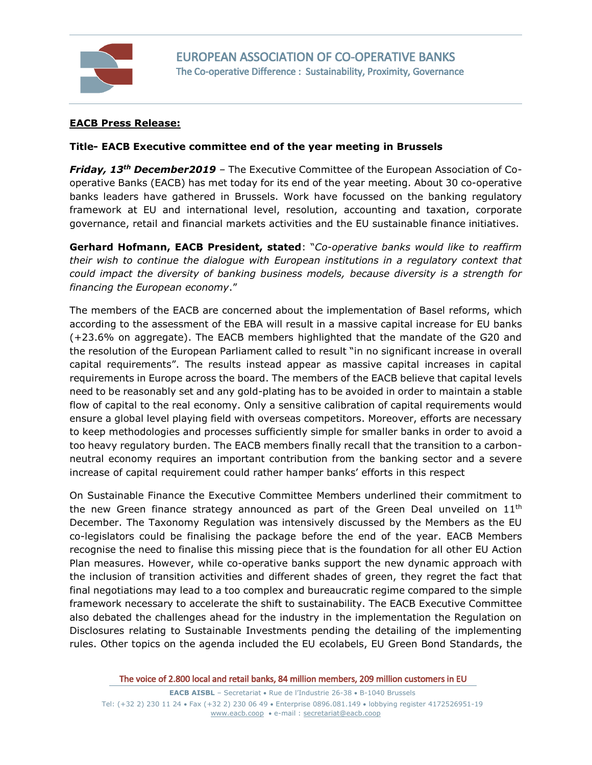EUROPEAN ASSOCIATION OF CO-OPERATIVE BANKS
The Co-operative Difference : Sustainability, Proximity, Governance

**EACB Press Release:**

**Title- EACB Executive committee end of the year meeting in Brussels**

***Friday, 13th December2019*** – The Executive Committee of the European Association of Co-operative Banks (EACB) has met today for its end of the year meeting. About 30 co-operative banks leaders have gathered in Brussels. Work have focussed on the banking regulatory framework at EU and international level, resolution, accounting and taxation, corporate governance, retail and financial markets activities and the EU sustainable finance initiatives.

**Gerhard Hofmann, EACB President, stated**: "*Co-operative banks would like to reaffirm their wish to continue the dialogue with European institutions in a regulatory context that could impact the diversity of banking business models, because diversity is a strength for financing the European economy*."

The members of the EACB are concerned about the implementation of Basel reforms, which according to the assessment of the EBA will result in a massive capital increase for EU banks (+23.6% on aggregate). The EACB members highlighted that the mandate of the G20 and the resolution of the European Parliament called to result "in no significant increase in overall capital requirements". The results instead appear as massive capital increases in capital requirements in Europe across the board. The members of the EACB believe that capital levels need to be reasonably set and any gold-plating has to be avoided in order to maintain a stable flow of capital to the real economy. Only a sensitive calibration of capital requirements would ensure a global level playing field with overseas competitors. Moreover, efforts are necessary to keep methodologies and processes sufficiently simple for smaller banks in order to avoid a too heavy regulatory burden. The EACB members finally recall that the transition to a carbon-neutral economy requires an important contribution from the banking sector and a severe increase of capital requirement could rather hamper banks' efforts in this respect

On Sustainable Finance the Executive Committee Members underlined their commitment to the new Green finance strategy announced as part of the Green Deal unveiled on 11th December. The Taxonomy Regulation was intensively discussed by the Members as the EU co-legislators could be finalising the package before the end of the year. EACB Members recognise the need to finalise this missing piece that is the foundation for all other EU Action Plan measures. However, while co-operative banks support the new dynamic approach with the inclusion of transition activities and different shades of green, they regret the fact that final negotiations may lead to a too complex and bureaucratic regime compared to the simple framework necessary to accelerate the shift to sustainability. The EACB Executive Committee also debated the challenges ahead for the industry in the implementation the Regulation on Disclosures relating to Sustainable Investments pending the detailing of the implementing rules. Other topics on the agenda included the EU ecolabels, EU Green Bond Standards, the

The voice of 2.800 local and retail banks, 84 million members, 209 million customers in EU

**EACB AISBL** – Secretariat • Rue de l'Industrie 26-38 • B-1040 Brussels
Tel: (+32 2) 230 11 24 • Fax (+32 2) 230 06 49 • Enterprise 0896.081.149 • lobbying register 4172526951-19
www.eacb.coop • e-mail : secretariat@eacb.coop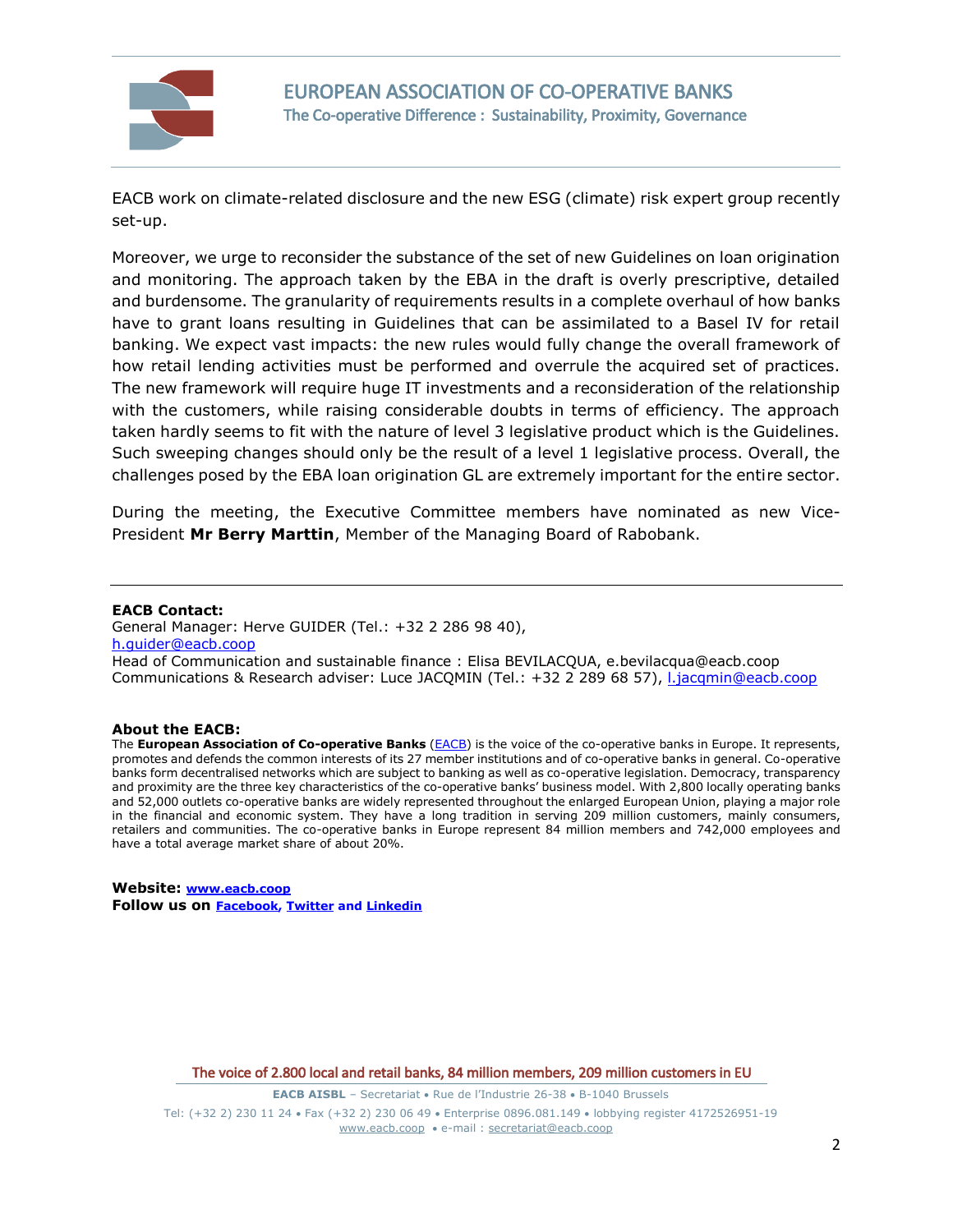EACB work on climate-related disclosure and the new ESG (climate) risk expert group recently set-up.

Moreover, we urge to reconsider the substance of the set of new Guidelines on loan origination and monitoring. The approach taken by the EBA in the draft is overly prescriptive, detailed and burdensome. The granularity of requirements results in a complete overhaul of how banks have to grant loans resulting in Guidelines that can be assimilated to a Basel IV for retail banking. We expect vast impacts: the new rules would fully change the overall framework of how retail lending activities must be performed and overrule the acquired set of practices. The new framework will require huge IT investments and a reconsideration of the relationship with the customers, while raising considerable doubts in terms of efficiency. The approach taken hardly seems to fit with the nature of level 3 legislative product which is the Guidelines. Such sweeping changes should only be the result of a level 1 legislative process. Overall, the challenges posed by the EBA loan origination GL are extremely important for the entire sector.

During the meeting, the Executive Committee members have nominated as new Vice-President **Mr Berry Marttin**, Member of the Managing Board of Rabobank.

---

**EACB Contact:**
General Manager: Herve GUIDER (Tel.: +32 2 286 98 40), h.guider@eacb.coop
Head of Communication and sustainable finance : Elisa BEVILACQUA, e.bevilacqua@eacb.coop
Communications & Research adviser: Luce JACQMIN (Tel.: +32 2 289 68 57), l.jacqmin@eacb.coop

**About the EACB:**
The **European Association of Co-operative Banks** (EACB) is the voice of the co-operative banks in Europe. It represents, promotes and defends the common interests of its 27 member institutions and of co-operative banks in general. Co-operative banks form decentralised networks which are subject to banking as well as co-operative legislation. Democracy, transparency and proximity are the three key characteristics of the co-operative banks' business model. With 2,800 locally operating banks and 52,000 outlets co-operative banks are widely represented throughout the enlarged European Union, playing a major role in the financial and economic system. They have a long tradition in serving 209 million customers, mainly consumers, retailers and communities. The co-operative banks in Europe represent 84 million members and 742,000 employees and have a total average market share of about 20%.

**Website:** www.eacb.coop
**Follow us on Facebook, Twitter and Linkedin**